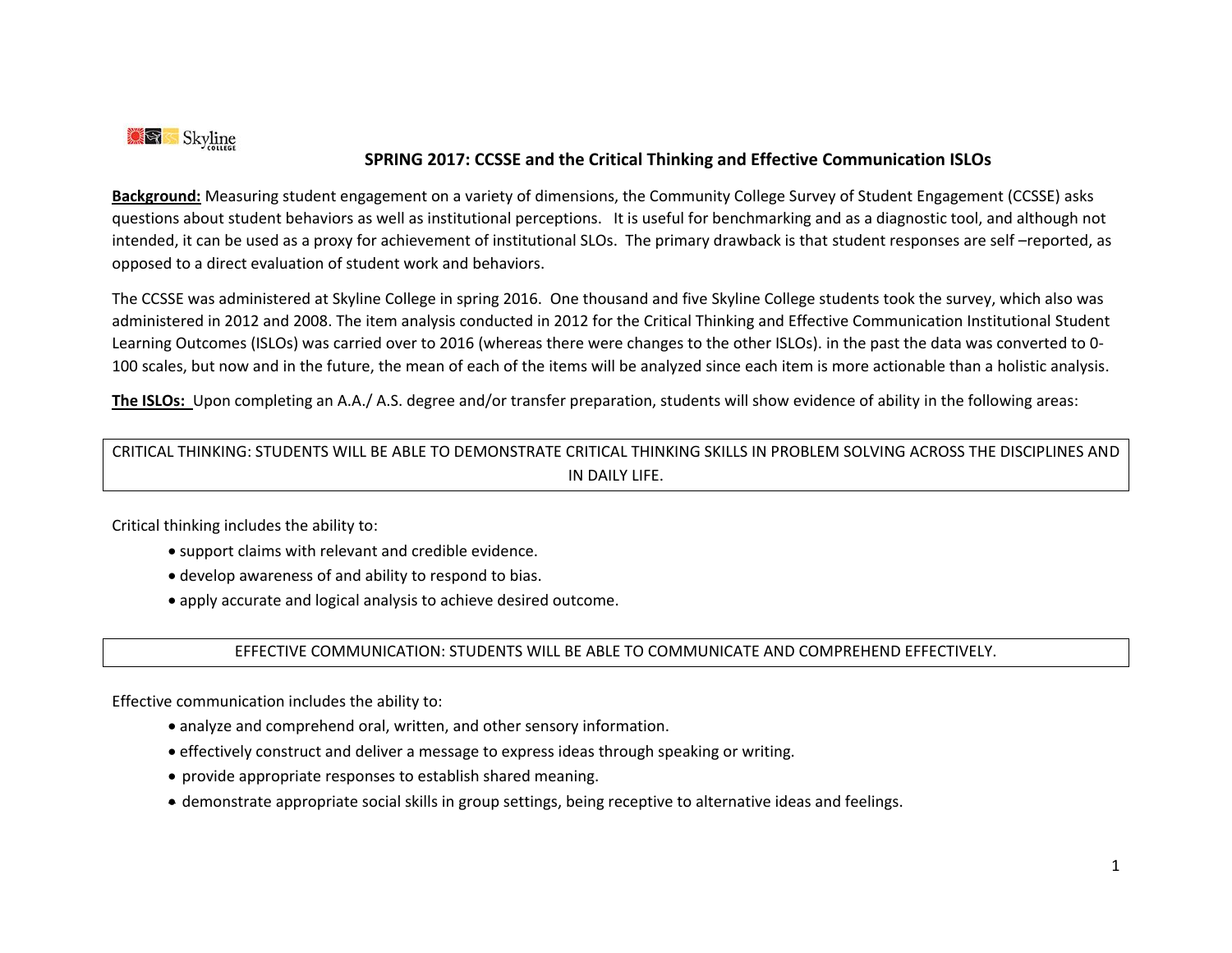Skyline College

## SPRING 2017: CCSSE and the Critical Thinking and Effective Communication ISLOs

**Background:** Measuring student engagement on a variety of dimensions, the Community College Survey of Student Engagement (CCSSE) asks questions about student behaviors as well as institutional perceptions. It is useful for benchmarking and as a diagnostic tool, and although not intended, it can be used as a proxy for achievement of institutional SLOs. The primary drawback is that student responses are self –reported, as opposed to a direct evaluation of student work and behaviors.

The CCSSE was administered at Skyline College in spring 2016. One thousand and five Skyline College students took the survey, which also was administered in 2012 and 2008. The item analysis conducted in 2012 for the Critical Thinking and Effective Communication Institutional Student Learning Outcomes (ISLOs) was carried over to 2016 (whereas there were changes to the other ISLOs). in the past the data was converted to 0-100 scales, but now and in the future, the mean of each of the items will be analyzed since each item is more actionable than a holistic analysis.

**The ISLOs:** Upon completing an A.A./ A.S. degree and/or transfer preparation, students will show evidence of ability in the following areas:

| CRITICAL THINKING: STUDENTS WILL BE ABLE TO DEMONSTRATE CRITICAL THINKING SKILLS IN PROBLEM SOLVING ACROSS THE DISCIPLINES AND IN DAILY LIFE. |
|---|

Critical thinking includes the ability to:

- support claims with relevant and credible evidence.
- develop awareness of and ability to respond to bias.
- apply accurate and logical analysis to achieve desired outcome.

| EFFECTIVE COMMUNICATION: STUDENTS WILL BE ABLE TO COMMUNICATE AND COMPREHEND EFFECTIVELY. |
|---|

Effective communication includes the ability to:

- analyze and comprehend oral, written, and other sensory information.
- effectively construct and deliver a message to express ideas through speaking or writing.
- provide appropriate responses to establish shared meaning.
- demonstrate appropriate social skills in group settings, being receptive to alternative ideas and feelings.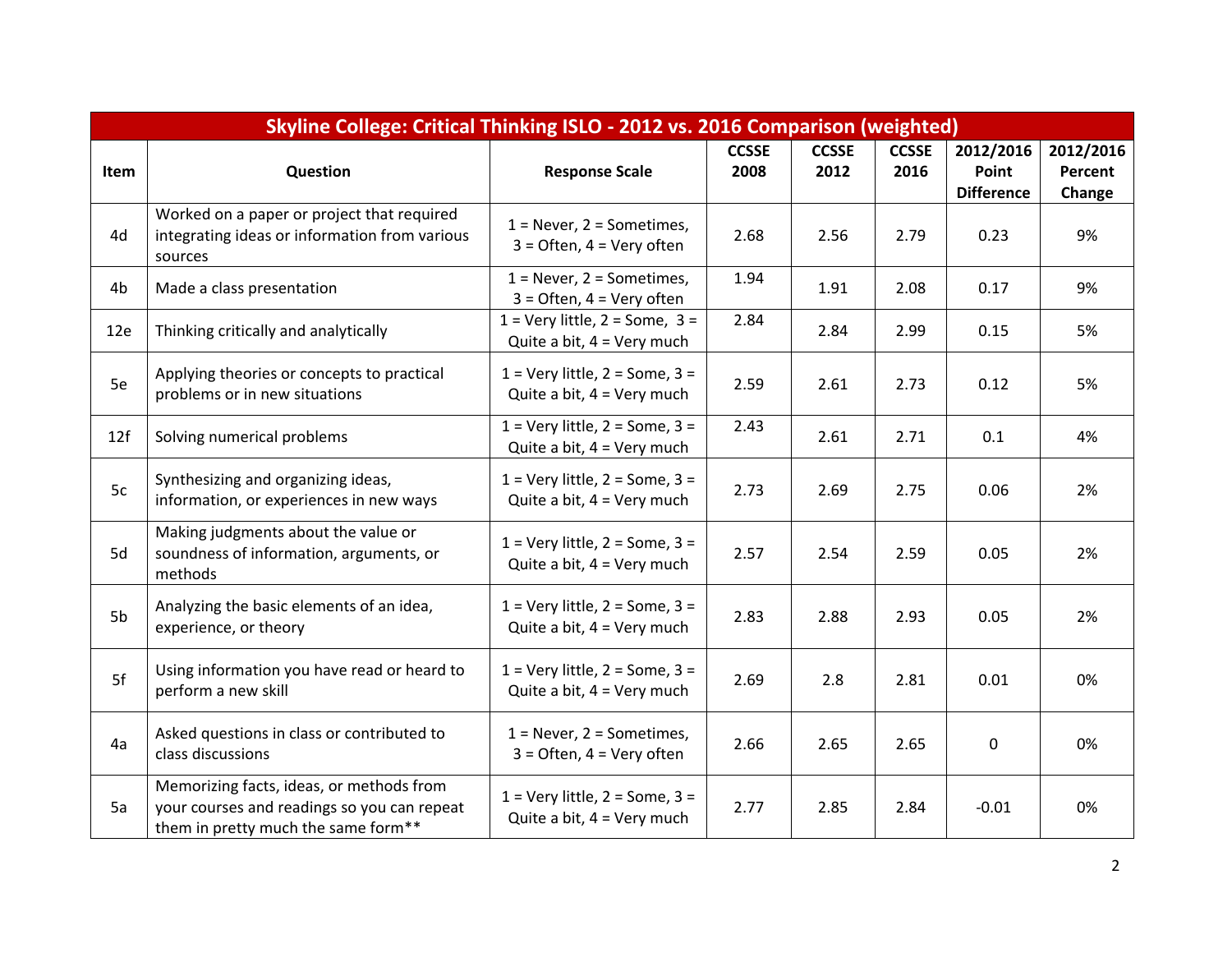| Skyline College: Critical Thinking ISLO - 2012 vs. 2016 Comparison (weighted) | | | | | | | |
|---|---|---|---|---|---|---|---|
| **Item** | **Question** | **Response Scale** | **CCSSE 2008** | **CCSSE 2012** | **CCSSE 2016** | **2012/2016 Point Difference** | **2012/2016 Percent Change** |
| 4d | Worked on a paper or project that required integrating ideas or information from various sources | 1 = Never, 2 = Sometimes, 3 = Often, 4 = Very often | 2.68 | 2.56 | 2.79 | 0.23 | 9% |
| 4b | Made a class presentation | 1 = Never, 2 = Sometimes, 3 = Often, 4 = Very often | 1.94 | 1.91 | 2.08 | 0.17 | 9% |
| 12e | Thinking critically and analytically | 1 = Very little, 2 = Some, 3 = Quite a bit, 4 = Very much | 2.84 | 2.84 | 2.99 | 0.15 | 5% |
| 5e | Applying theories or concepts to practical problems or in new situations | 1 = Very little, 2 = Some, 3 = Quite a bit, 4 = Very much | 2.59 | 2.61 | 2.73 | 0.12 | 5% |
| 12f | Solving numerical problems | 1 = Very little, 2 = Some, 3 = Quite a bit, 4 = Very much | 2.43 | 2.61 | 2.71 | 0.1 | 4% |
| 5c | Synthesizing and organizing ideas, information, or experiences in new ways | 1 = Very little, 2 = Some, 3 = Quite a bit, 4 = Very much | 2.73 | 2.69 | 2.75 | 0.06 | 2% |
| 5d | Making judgments about the value or soundness of information, arguments, or methods | 1 = Very little, 2 = Some, 3 = Quite a bit, 4 = Very much | 2.57 | 2.54 | 2.59 | 0.05 | 2% |
| 5b | Analyzing the basic elements of an idea, experience, or theory | 1 = Very little, 2 = Some, 3 = Quite a bit, 4 = Very much | 2.83 | 2.88 | 2.93 | 0.05 | 2% |
| 5f | Using information you have read or heard to perform a new skill | 1 = Very little, 2 = Some, 3 = Quite a bit, 4 = Very much | 2.69 | 2.8 | 2.81 | 0.01 | 0% |
| 4a | Asked questions in class or contributed to class discussions | 1 = Never, 2 = Sometimes, 3 = Often, 4 = Very often | 2.66 | 2.65 | 2.65 | 0 | 0% |
| 5a | Memorizing facts, ideas, or methods from your courses and readings so you can repeat them in pretty much the same form** | 1 = Very little, 2 = Some, 3 = Quite a bit, 4 = Very much | 2.77 | 2.85 | 2.84 | -0.01 | 0% |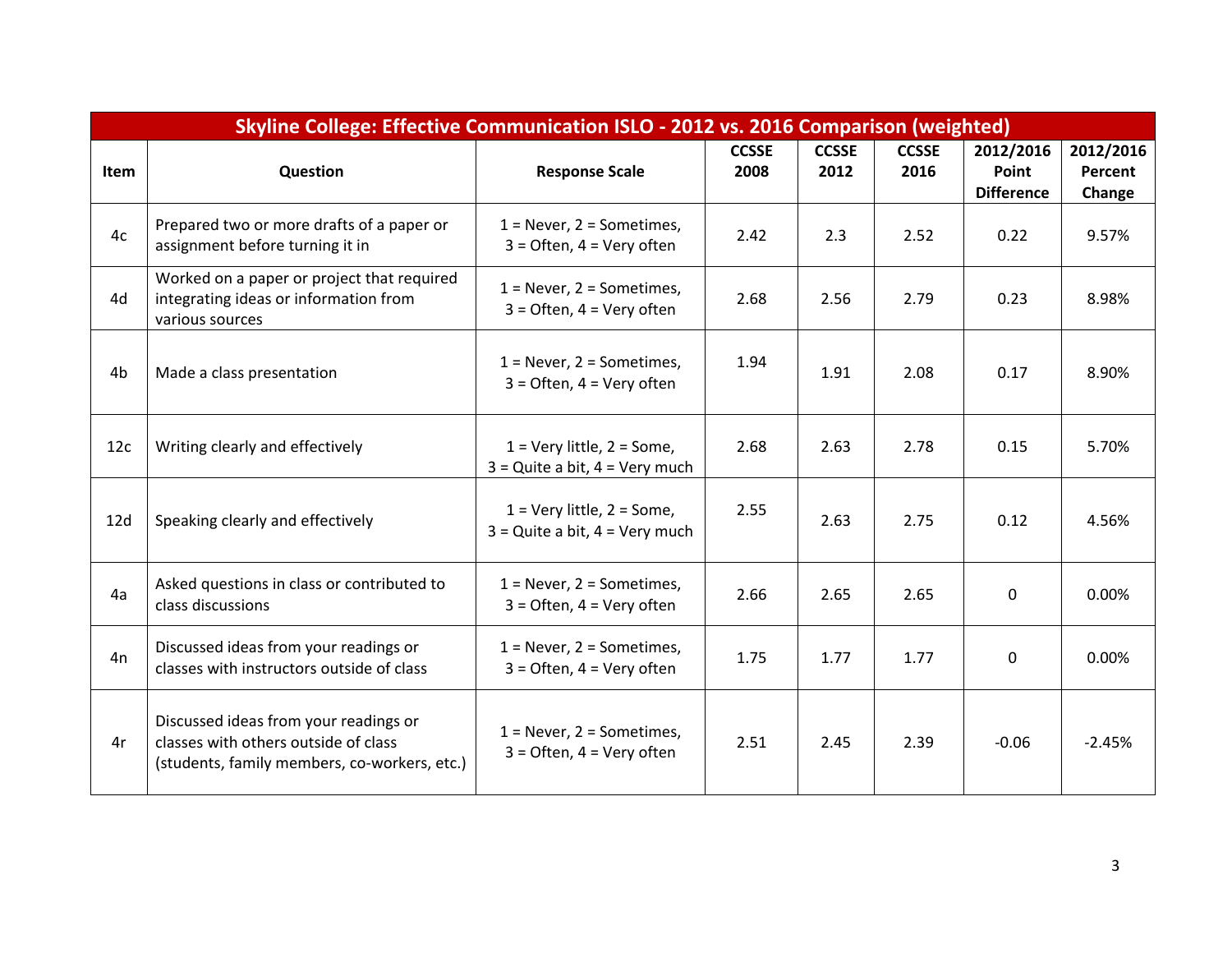| Skyline College: Effective Communication ISLO - 2012 vs. 2016 Comparison (weighted) | | | | | | | |
|---|---|---|---|---|---|---|---|
| **Item** | **Question** | **Response Scale** | **CCSSE 2008** | **CCSSE 2012** | **CCSSE 2016** | **2012/2016 Point Difference** | **2012/2016 Percent Change** |
| 4c | Prepared two or more drafts of a paper or assignment before turning it in | 1 = Never, 2 = Sometimes, 3 = Often, 4 = Very often | 2.42 | 2.3 | 2.52 | 0.22 | 9.57% |
| 4d | Worked on a paper or project that required integrating ideas or information from various sources | 1 = Never, 2 = Sometimes, 3 = Often, 4 = Very often | 2.68 | 2.56 | 2.79 | 0.23 | 8.98% |
| 4b | Made a class presentation | 1 = Never, 2 = Sometimes, 3 = Often, 4 = Very often | 1.94 | 1.91 | 2.08 | 0.17 | 8.90% |
| 12c | Writing clearly and effectively | 1 = Very little, 2 = Some, 3 = Quite a bit, 4 = Very much | 2.68 | 2.63 | 2.78 | 0.15 | 5.70% |
| 12d | Speaking clearly and effectively | 1 = Very little, 2 = Some, 3 = Quite a bit, 4 = Very much | 2.55 | 2.63 | 2.75 | 0.12 | 4.56% |
| 4a | Asked questions in class or contributed to class discussions | 1 = Never, 2 = Sometimes, 3 = Often, 4 = Very often | 2.66 | 2.65 | 2.65 | 0 | 0.00% |
| 4n | Discussed ideas from your readings or classes with instructors outside of class | 1 = Never, 2 = Sometimes, 3 = Often, 4 = Very often | 1.75 | 1.77 | 1.77 | 0 | 0.00% |
| 4r | Discussed ideas from your readings or classes with others outside of class (students, family members, co-workers, etc.) | 1 = Never, 2 = Sometimes, 3 = Often, 4 = Very often | 2.51 | 2.45 | 2.39 | -0.06 | -2.45% |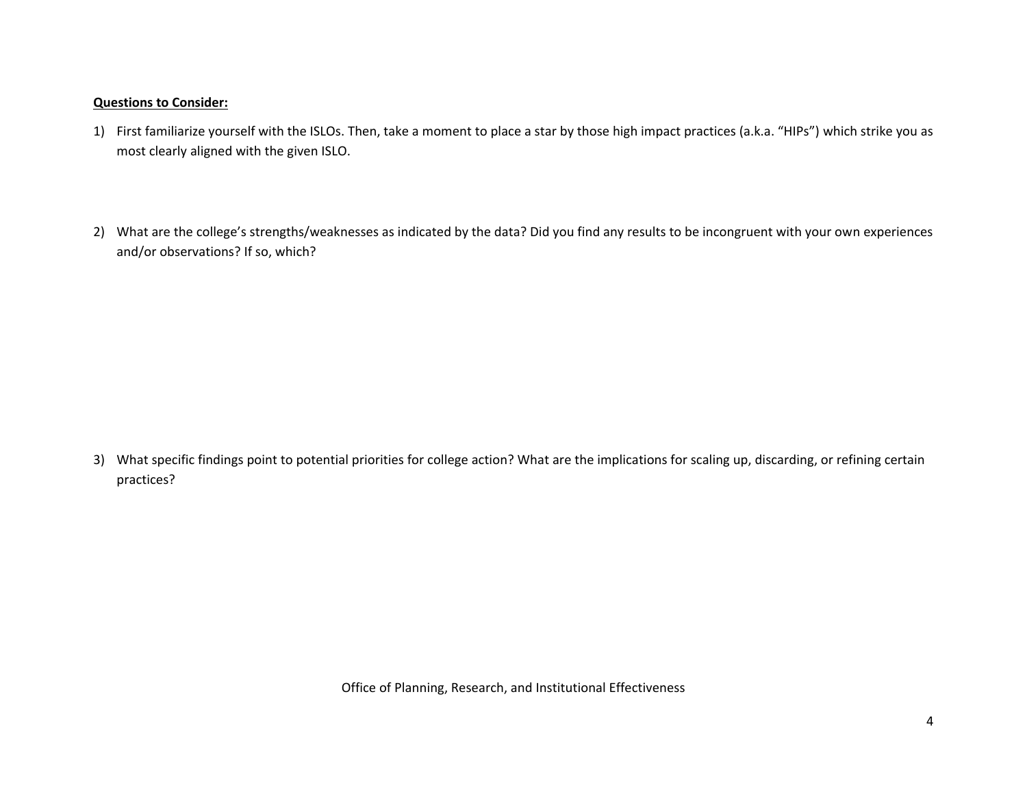**Questions to Consider:**

1) First familiarize yourself with the ISLOs. Then, take a moment to place a star by those high impact practices (a.k.a. "HIPs") which strike you as most clearly aligned with the given ISLO.

2) What are the college's strengths/weaknesses as indicated by the data? Did you find any results to be incongruent with your own experiences and/or observations? If so, which?

3) What specific findings point to potential priorities for college action? What are the implications for scaling up, discarding, or refining certain practices?

Office of Planning, Research, and Institutional Effectiveness